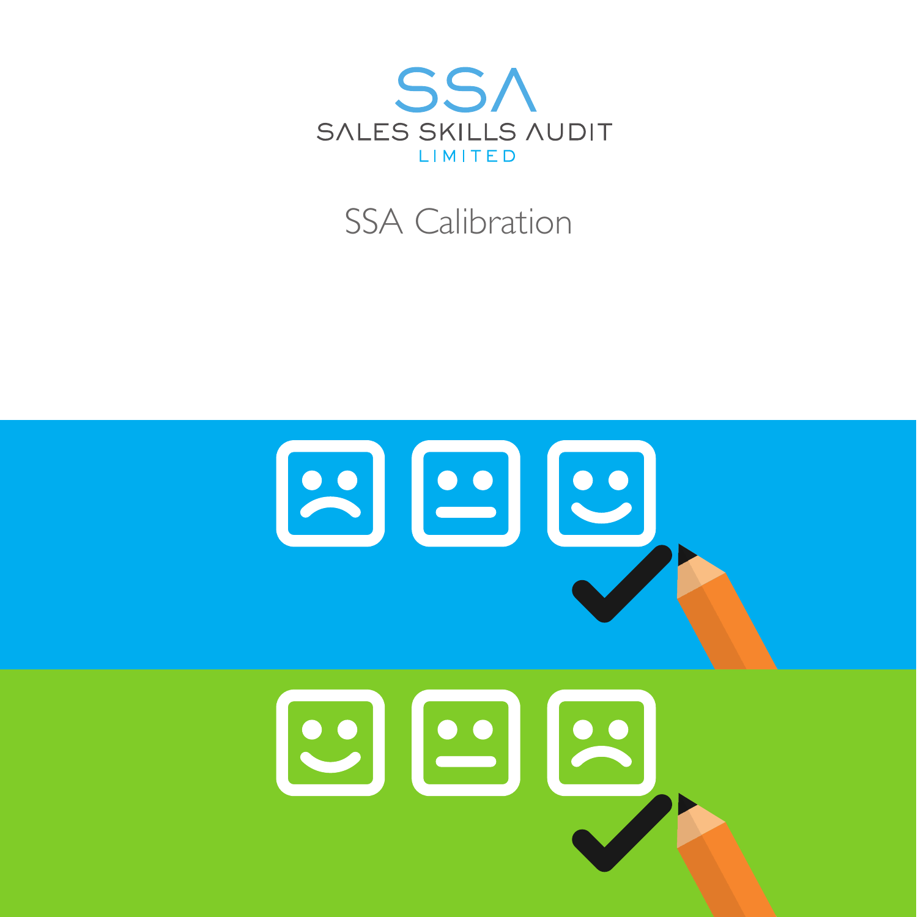SSA

SALES SKILLS AUDIT

LIMITED

# SSA Calibration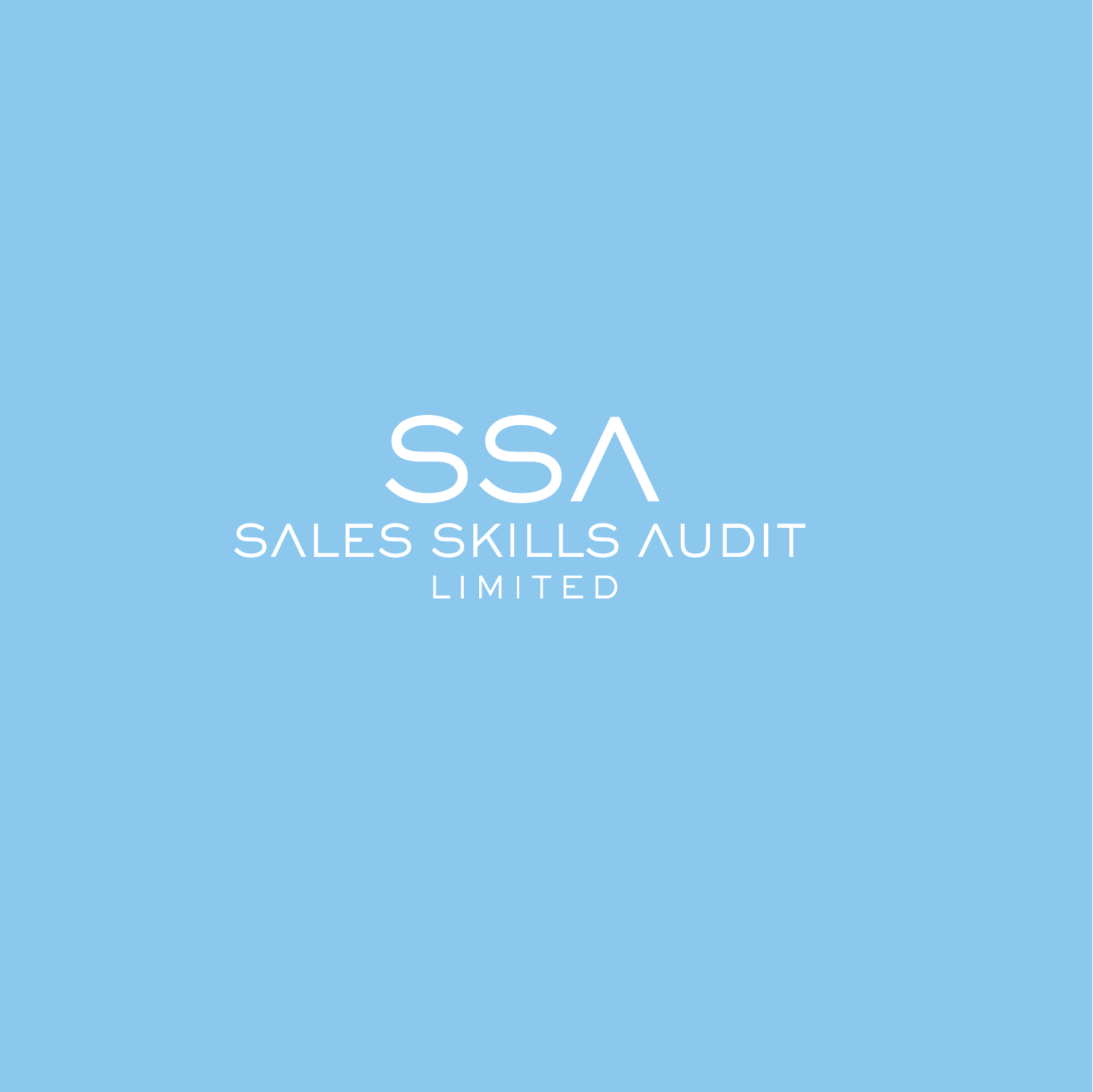SSA

SALES SKILLS AUDIT

LIMITED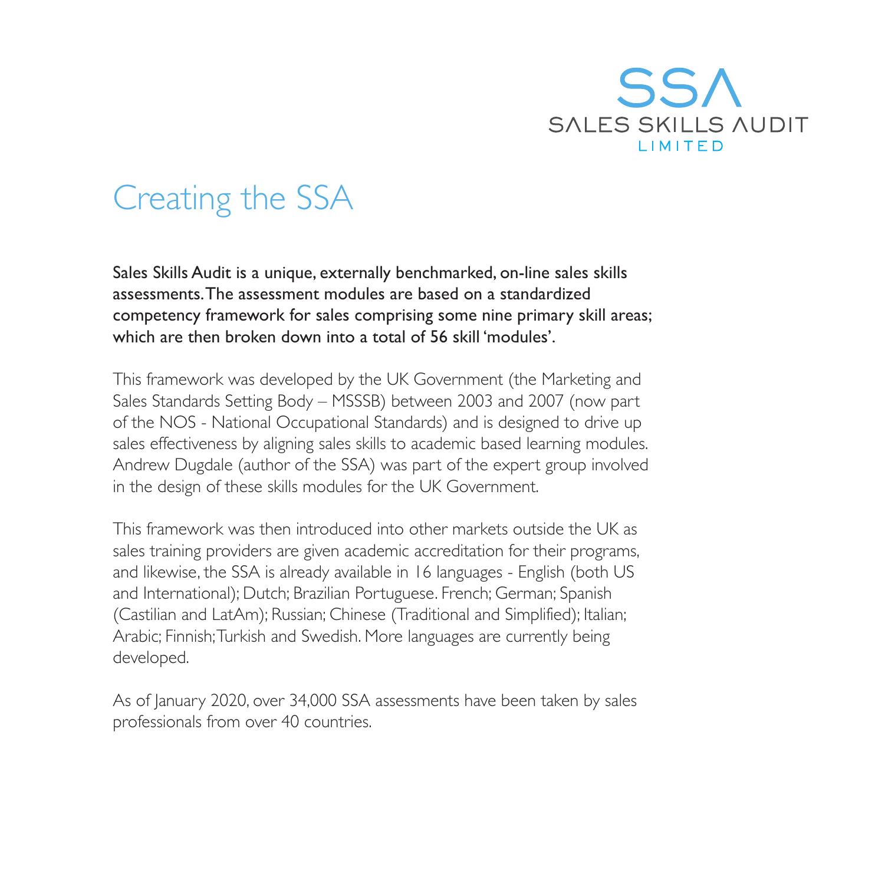SSA
SALES SKILLS AUDIT
LIMITED

# Creating the SSA

**Sales Skills Audit is a unique, externally benchmarked, on-line sales skills assessments. The assessment modules are based on a standardized competency framework for sales comprising some nine primary skill areas; which are then broken down into a total of 56 skill 'modules'.**

This framework was developed by the UK Government (the Marketing and Sales Standards Setting Body – MSSSB) between 2003 and 2007 (now part of the NOS - National Occupational Standards) and is designed to drive up sales effectiveness by aligning sales skills to academic based learning modules. Andrew Dugdale (author of the SSA) was part of the expert group involved in the design of these skills modules for the UK Government.

This framework was then introduced into other markets outside the UK as sales training providers are given academic accreditation for their programs, and likewise, the SSA is already available in 16 languages - English (both US and International); Dutch; Brazilian Portuguese. French; German; Spanish (Castilian and LatAm); Russian; Chinese (Traditional and Simplified); Italian; Arabic; Finnish; Turkish and Swedish. More languages are currently being developed.

As of January 2020, over 34,000 SSA assessments have been taken by sales professionals from over 40 countries.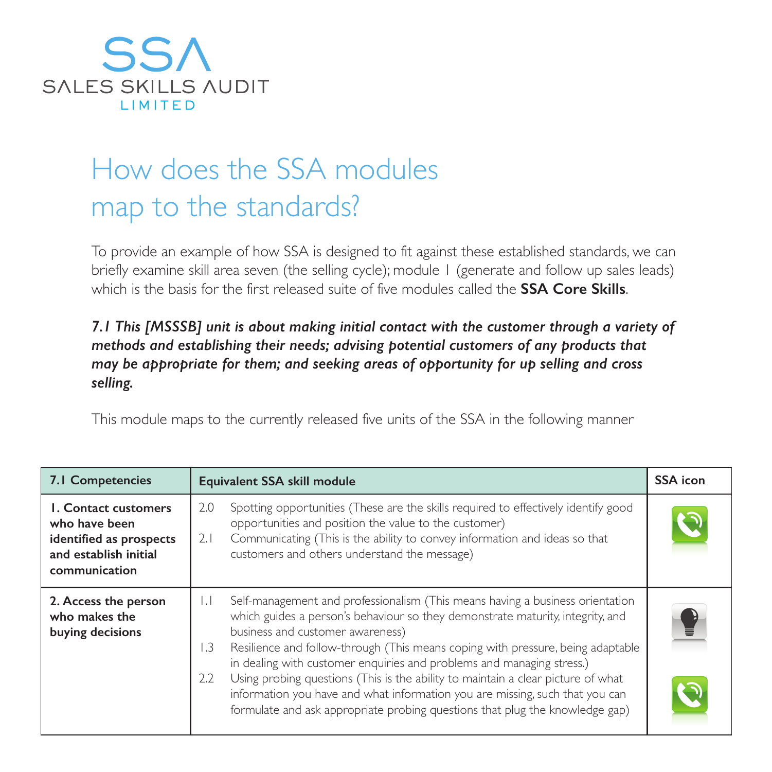# How does the SSA modules map to the standards?

To provide an example of how SSA is designed to fit against these established standards, we can briefly examine skill area seven (the selling cycle); module 1 (generate and follow up sales leads) which is the basis for the first released suite of five modules called the **SSA Core Skills**.

***7.1 This [MSSSB] unit is about making initial contact with the customer through a variety of methods and establishing their needs; advising potential customers of any products that may be appropriate for them; and seeking areas of opportunity for up selling and cross selling.***

This module maps to the currently released five units of the SSA in the following manner

| 7.1 Competencies | Equivalent SSA skill module | SSA icon |
|---|---|---|
| **1. Contact customers who have been identified as prospects and establish initial communication** | 2.0 Spotting opportunities (These are the skills required to effectively identify good opportunities and position the value to the customer)<br>2.1 Communicating (This is the ability to convey information and ideas so that customers and others understand the message) | |
| **2. Access the person who makes the buying decisions** | 1.1 Self-management and professionalism (This means having a business orientation which guides a person's behaviour so they demonstrate maturity, integrity, and business and customer awareness)<br>1.3 Resilience and follow-through (This means coping with pressure, being adaptable in dealing with customer enquiries and problems and managing stress.)<br>2.2 Using probing questions (This is the ability to maintain a clear picture of what information you have and what information you are missing, such that you can formulate and ask appropriate probing questions that plug the knowledge gap) | |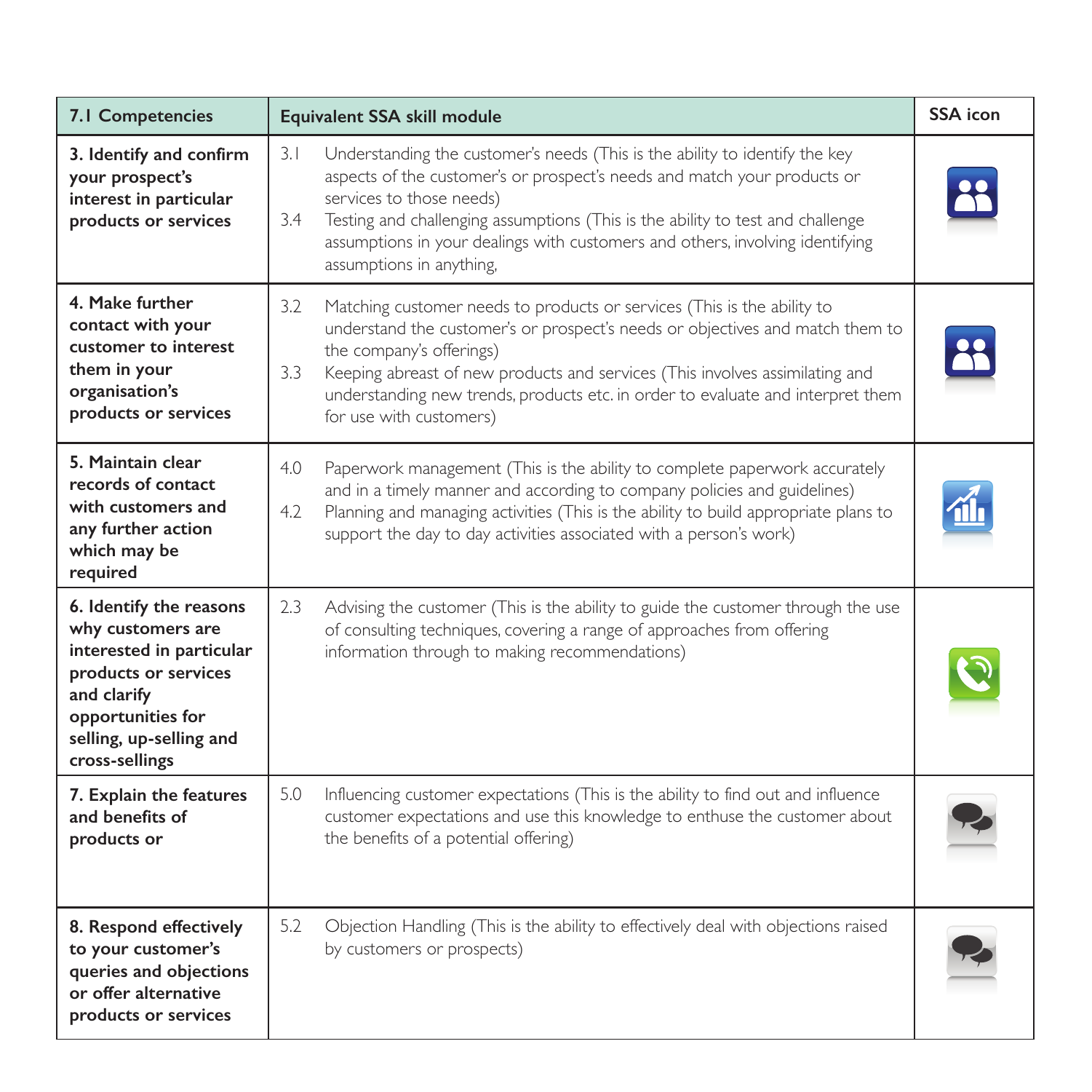| 7.1 Competencies | Equivalent SSA skill module | SSA icon |
|---|---|---|
| **3. Identify and confirm your prospect's interest in particular products or services** | 3.1 Understanding the customer's needs (This is the ability to identify the key aspects of the customer's or prospect's needs and match your products or services to those needs)<br>3.4 Testing and challenging assumptions (This is the ability to test and challenge assumptions in your dealings with customers and others, involving identifying assumptions in anything, | |
| **4. Make further contact with your customer to interest them in your organisation's products or services** | 3.2 Matching customer needs to products or services (This is the ability to understand the customer's or prospect's needs or objectives and match them to the company's offerings)<br>3.3 Keeping abreast of new products and services (This involves assimilating and understanding new trends, products etc. in order to evaluate and interpret them for use with customers) | |
| **5. Maintain clear records of contact with customers and any further action which may be required** | 4.0 Paperwork management (This is the ability to complete paperwork accurately and in a timely manner and according to company policies and guidelines)<br>4.2 Planning and managing activities (This is the ability to build appropriate plans to support the day to day activities associated with a person's work) | |
| **6. Identify the reasons why customers are interested in particular products or services and clarify opportunities for selling, up-selling and cross-sellings** | 2.3 Advising the customer (This is the ability to guide the customer through the use of consulting techniques, covering a range of approaches from offering information through to making recommendations) | |
| **7. Explain the features and benefits of products or** | 5.0 Influencing customer expectations (This is the ability to find out and influence customer expectations and use this knowledge to enthuse the customer about the benefits of a potential offering) | |
| **8. Respond effectively to your customer's queries and objections or offer alternative products or services** | 5.2 Objection Handling (This is the ability to effectively deal with objections raised by customers or prospects) | |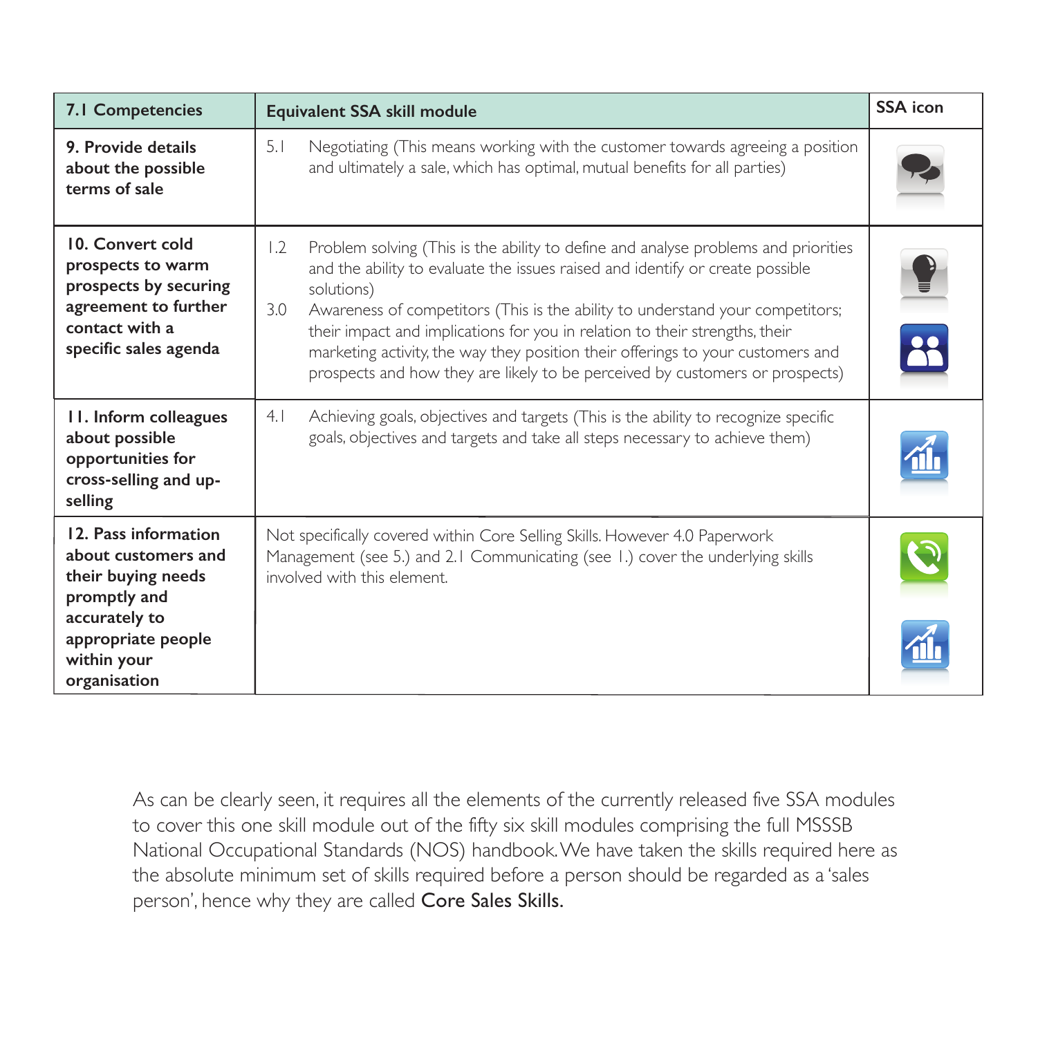| 7.1 Competencies | Equivalent SSA skill module | SSA icon |
| --- | --- | --- |
| **9. Provide details about the possible terms of sale** | 5.1 Negotiating (This means working with the customer towards agreeing a position and ultimately a sale, which has optimal, mutual benefits for all parties) | |
| **10. Convert cold prospects to warm prospects by securing agreement to further contact with a specific sales agenda** | 1.2 Problem solving (This is the ability to define and analyse problems and priorities and the ability to evaluate the issues raised and identify or create possible solutions)<br>3.0 Awareness of competitors (This is the ability to understand your competitors; their impact and implications for you in relation to their strengths, their marketing activity, the way they position their offerings to your customers and prospects and how they are likely to be perceived by customers or prospects) | |
| **11. Inform colleagues about possible opportunities for cross-selling and up-selling** | 4.1 Achieving goals, objectives and targets (This is the ability to recognize specific goals, objectives and targets and take all steps necessary to achieve them) | |
| **12. Pass information about customers and their buying needs promptly and accurately to appropriate people within your organisation** | Not specifically covered within Core Selling Skills. However 4.0 Paperwork Management (see 5.) and 2.1 Communicating (see 1.) cover the underlying skills involved with this element. | |

As can be clearly seen, it requires all the elements of the currently released five SSA modules to cover this one skill module out of the fifty six skill modules comprising the full MSSSB National Occupational Standards (NOS) handbook. We have taken the skills required here as the absolute minimum set of skills required before a person should be regarded as a 'sales person', hence why they are called **Core Sales Skills.**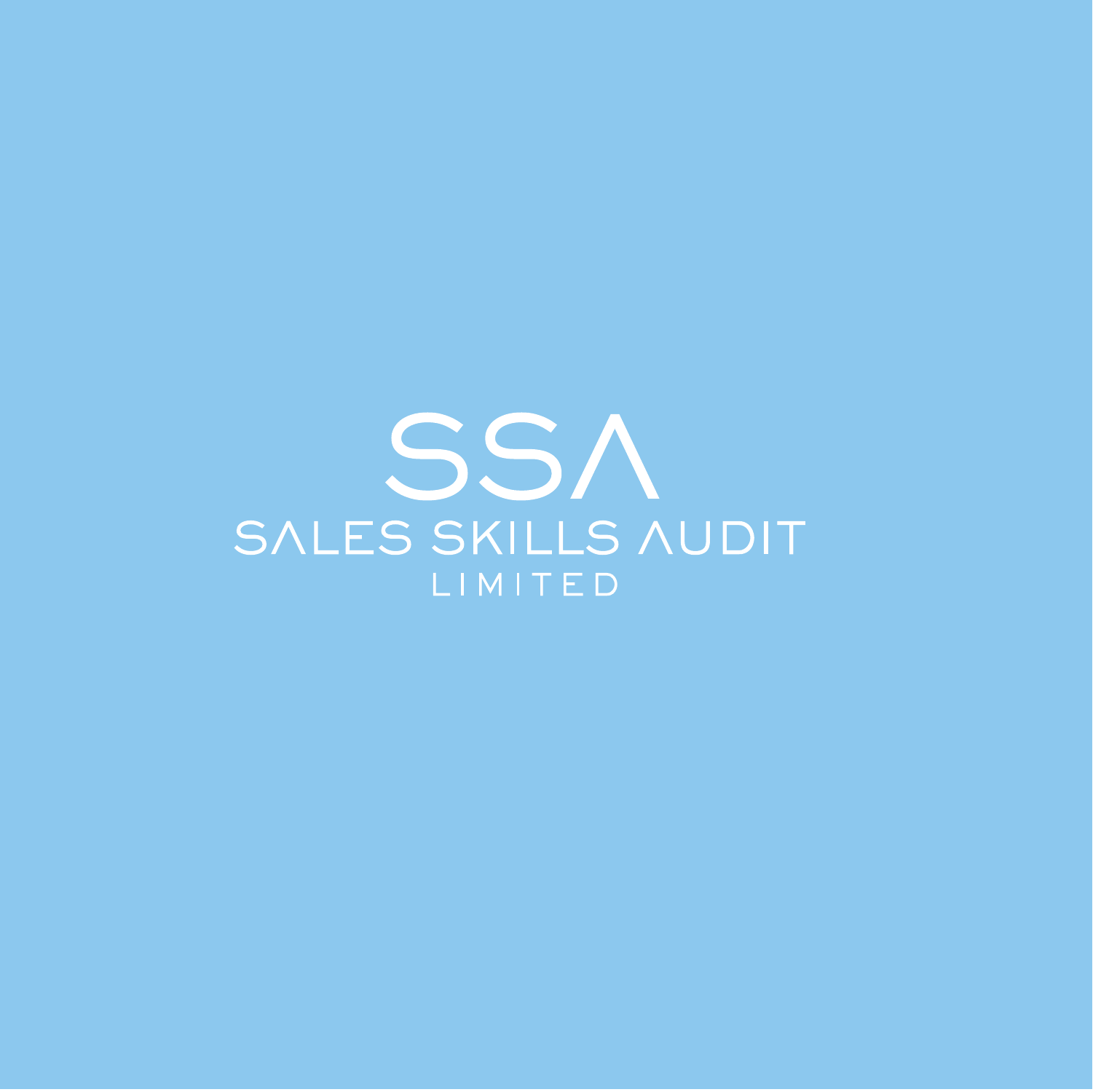SSA

SALES SKILLS AUDIT

LIMITED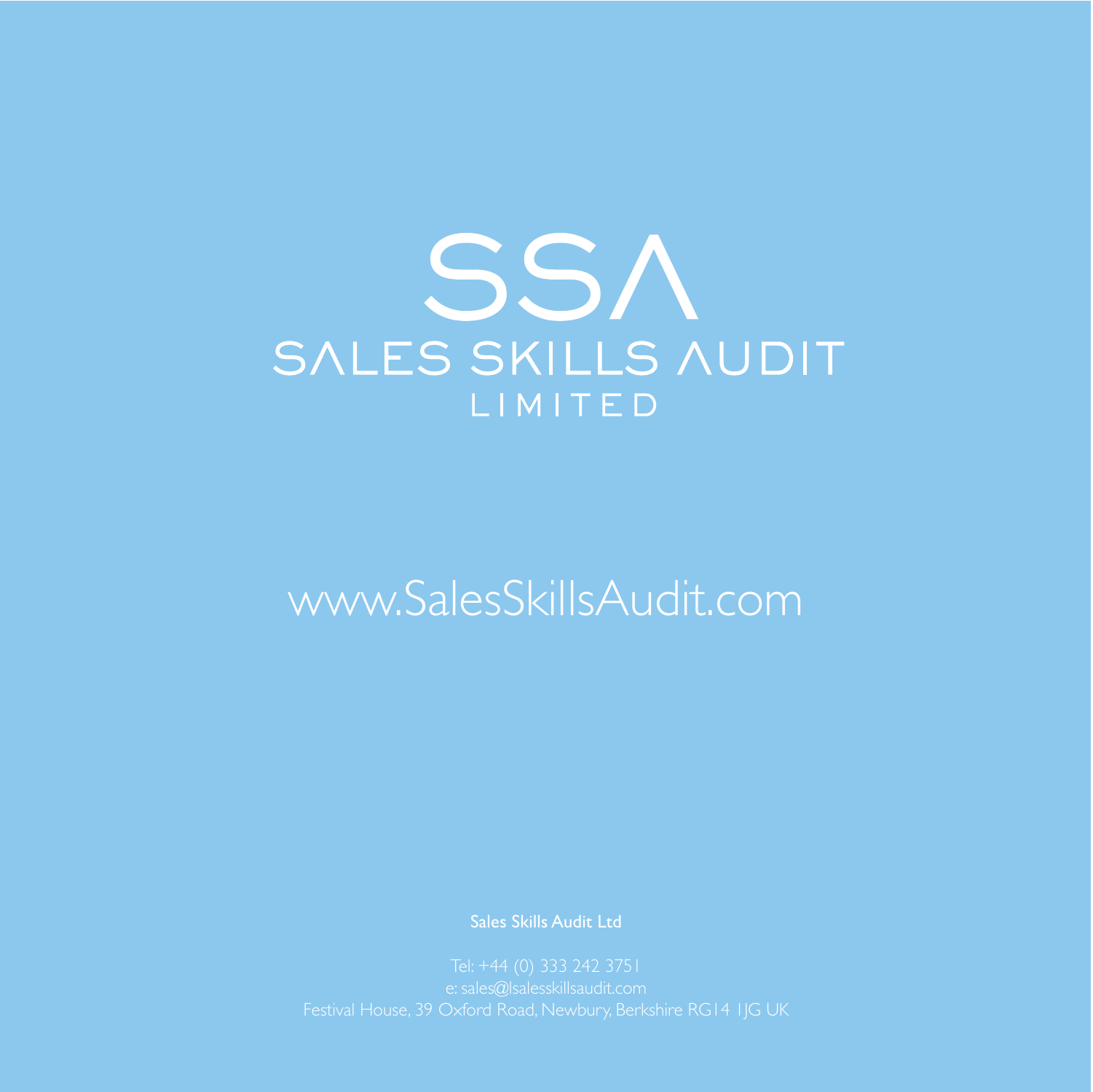# SSA

## SALES SKILLS AUDIT

LIMITED

www.SalesSkillsAudit.com

**Sales Skills Audit Ltd**

Tel: +44 (0) 333 242 3751

e: sales@lsalesskillsaudit.com

Festival House, 39 Oxford Road, Newbury, Berkshire RG14 1JG UK